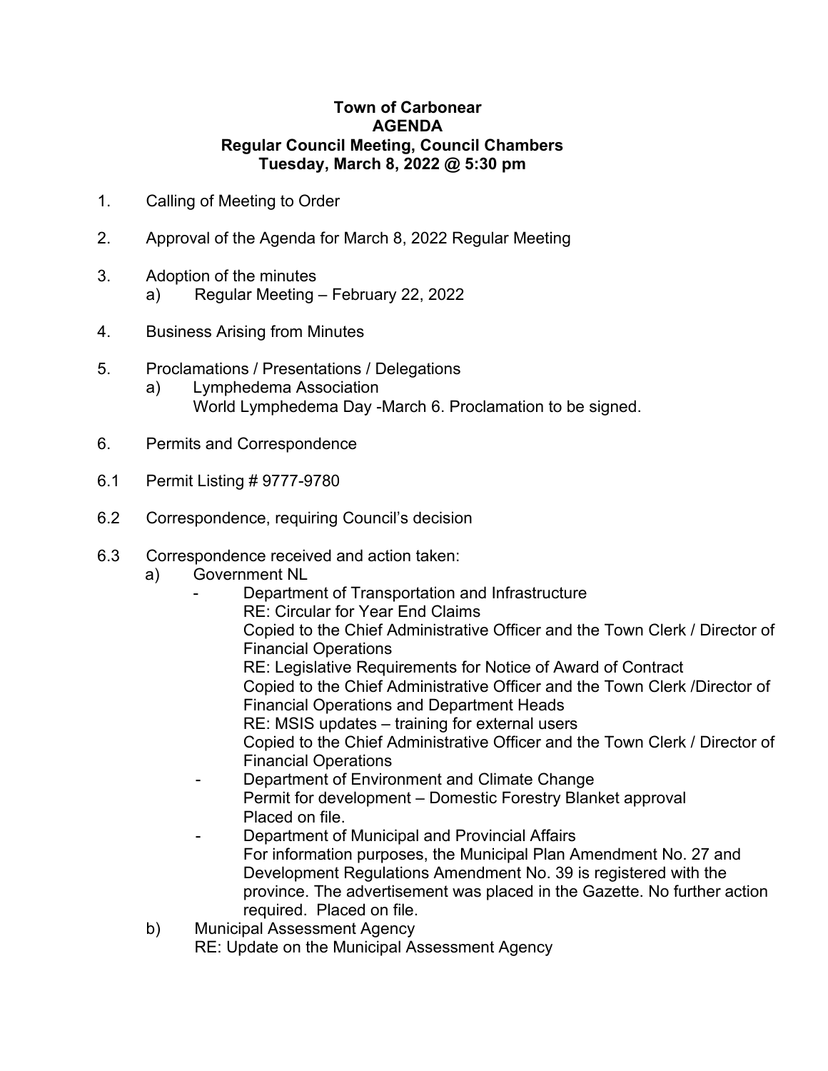**Town of Carbonear**
**AGENDA**
**Regular Council Meeting, Council Chambers**
**Tuesday, March 8, 2022 @ 5:30 pm**

1. Calling of Meeting to Order

2. Approval of the Agenda for March 8, 2022 Regular Meeting

3. Adoption of the minutes
   a) Regular Meeting – February 22, 2022

4. Business Arising from Minutes

5. Proclamations / Presentations / Delegations
   a) Lymphedema Association
      World Lymphedema Day -March 6. Proclamation to be signed.

6. Permits and Correspondence

6.1 Permit Listing # 9777-9780

6.2 Correspondence, requiring Council's decision

6.3 Correspondence received and action taken:
   a) Government NL
      - Department of Transportation and Infrastructure
        RE: Circular for Year End Claims
        Copied to the Chief Administrative Officer and the Town Clerk / Director of Financial Operations
        RE: Legislative Requirements for Notice of Award of Contract
        Copied to the Chief Administrative Officer and the Town Clerk /Director of Financial Operations and Department Heads
        RE: MSIS updates – training for external users
        Copied to the Chief Administrative Officer and the Town Clerk / Director of Financial Operations
      - Department of Environment and Climate Change
        Permit for development – Domestic Forestry Blanket approval
        Placed on file.
      - Department of Municipal and Provincial Affairs
        For information purposes, the Municipal Plan Amendment No. 27 and Development Regulations Amendment No. 39 is registered with the province. The advertisement was placed in the Gazette. No further action required. Placed on file.
   b) Municipal Assessment Agency
      RE: Update on the Municipal Assessment Agency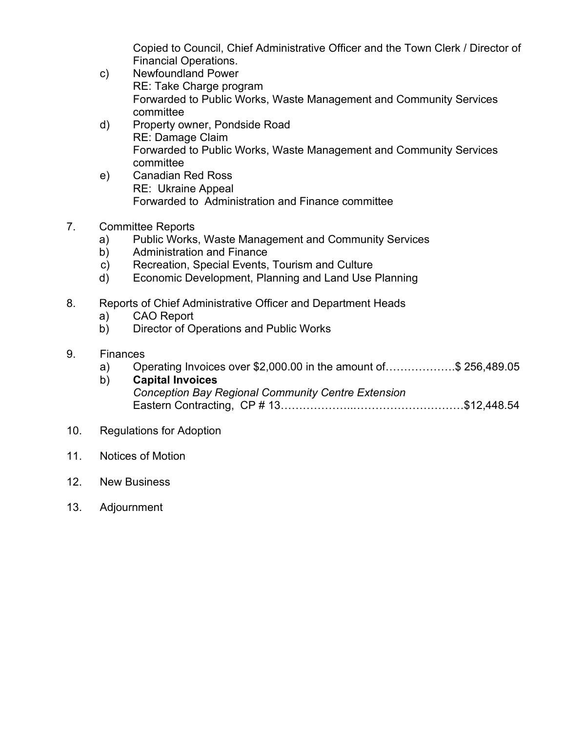Copied to Council, Chief Administrative Officer and the Town Clerk / Director of Financial Operations.

c) Newfoundland Power
   RE: Take Charge program
   Forwarded to Public Works, Waste Management and Community Services committee

d) Property owner, Pondside Road
   RE: Damage Claim
   Forwarded to Public Works, Waste Management and Community Services committee

e) Canadian Red Ross
   RE: Ukraine Appeal
   Forwarded to Administration and Finance committee

7. Committee Reports
   a) Public Works, Waste Management and Community Services
   b) Administration and Finance
   c) Recreation, Special Events, Tourism and Culture
   d) Economic Development, Planning and Land Use Planning

8. Reports of Chief Administrative Officer and Department Heads
   a) CAO Report
   b) Director of Operations and Public Works

9. Finances
   a) Operating Invoices over $2,000.00 in the amount of……………….$ 256,489.05
   b) **Capital Invoices**
      *Conception Bay Regional Community Centre Extension*
      Eastern Contracting, CP # 13………………..…………………………$12,448.54

10. Regulations for Adoption

11. Notices of Motion

12. New Business

13. Adjournment